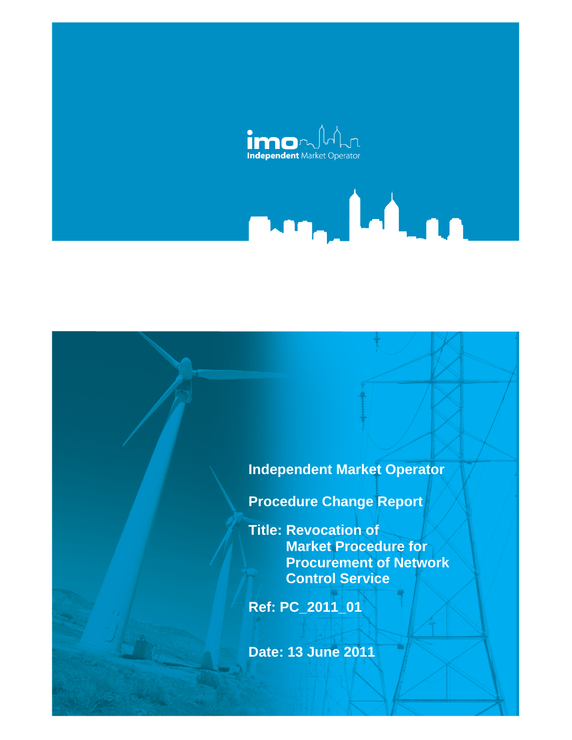imo Independent Market Operator

# Independent Market Operator

## Procedure Change Report

**Title: Revocation of Market Procedure for Procurement of Network Control Service**

**Ref: PC_2011_01**

**Date: 13 June 2011**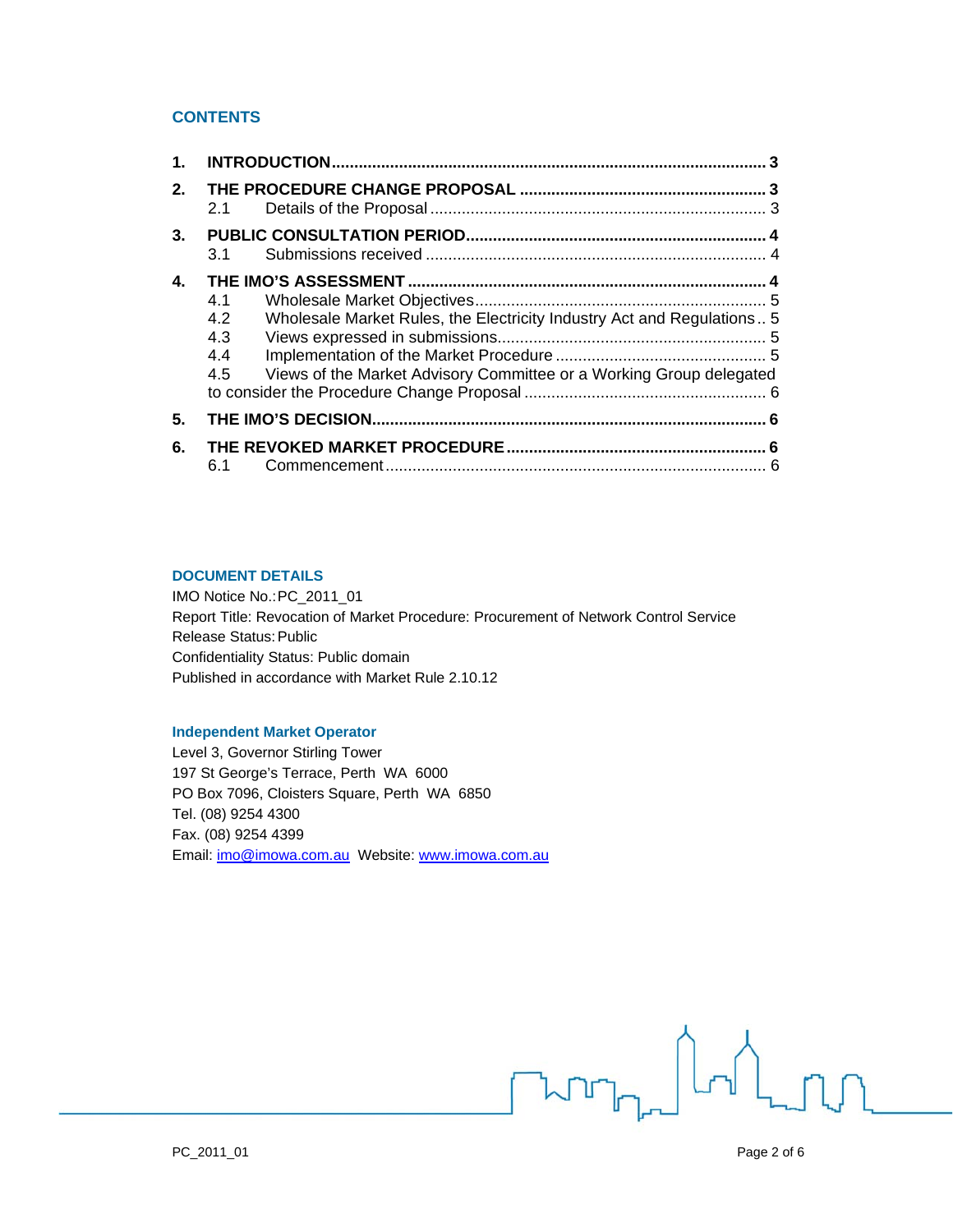## CONTENTS

1. **INTRODUCTION** ................................................................ 3
2. **THE PROCEDURE CHANGE PROPOSAL** ....................................... 3
   - 2.1 Details of the Proposal ................................................ 3
3. **PUBLIC CONSULTATION PERIOD** .............................................. 4
   - 3.1 Submissions received ................................................... 4
4. **THE IMO'S ASSESSMENT** ...................................................... 4
   - 4.1 Wholesale Market Objectives ............................................ 5
   - 4.2 Wholesale Market Rules, the Electricity Industry Act and Regulations .. 5
   - 4.3 Views expressed in submissions ......................................... 5
   - 4.4 Implementation of the Market Procedure ............................... 5
   - 4.5 Views of the Market Advisory Committee or a Working Group delegated to consider the Procedure Change Proposal ......................................... 6
5. **THE IMO'S DECISION** ........................................................... 6
6. **THE REVOKED MARKET PROCEDURE** ........................................... 6
   - 6.1 Commencement ............................................................ 6

**DOCUMENT DETAILS**

IMO Notice No.: PC_2011_01
Report Title: Revocation of Market Procedure: Procurement of Network Control Service
Release Status: Public
Confidentiality Status: Public domain
Published in accordance with Market Rule 2.10.12

**Independent Market Operator**

Level 3, Governor Stirling Tower
197 St George's Terrace, Perth WA 6000
PO Box 7096, Cloisters Square, Perth WA 6850
Tel. (08) 9254 4300
Fax. (08) 9254 4399
Email: imo@imowa.com.au Website: www.imowa.com.au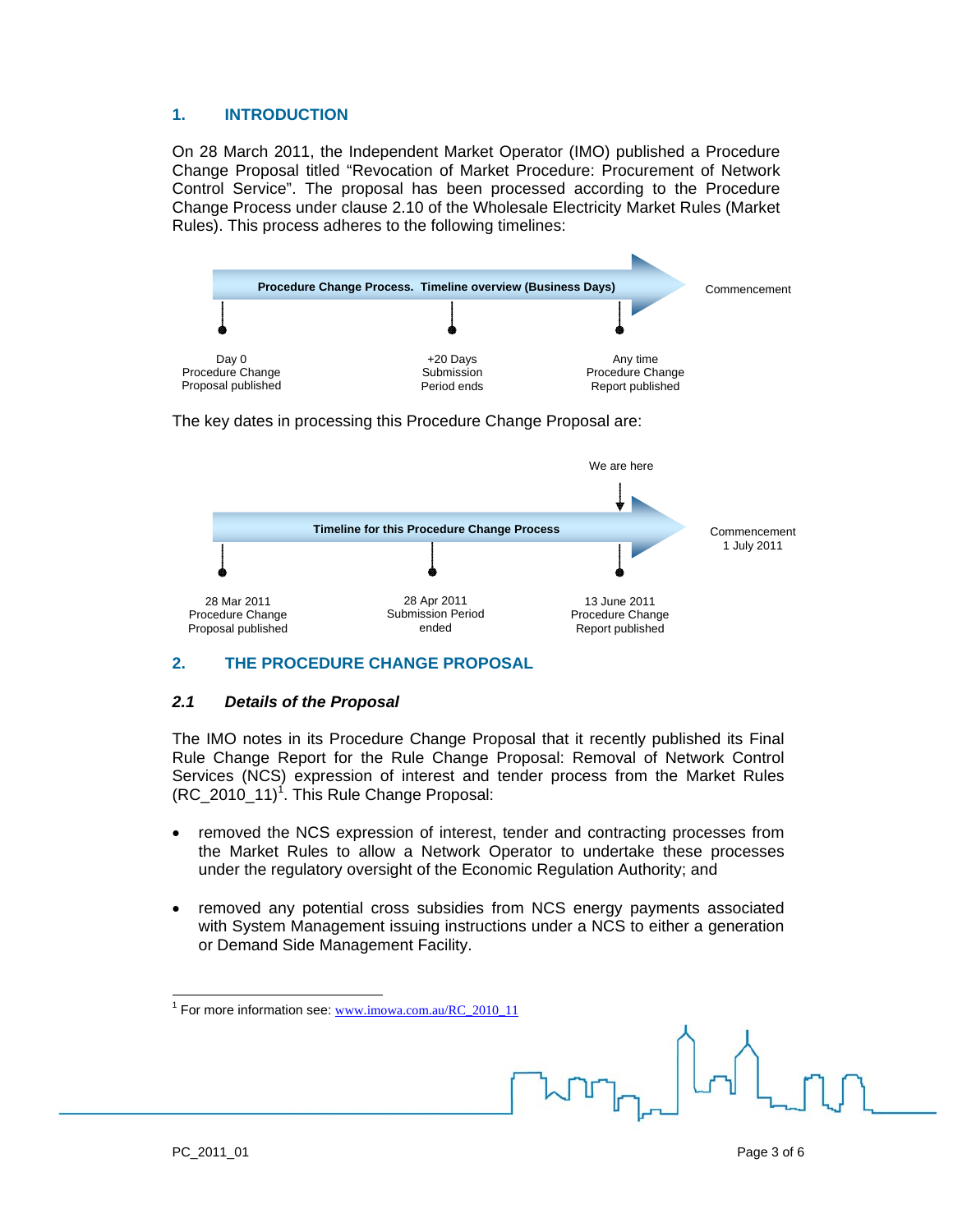## 1. INTRODUCTION

On 28 March 2011, the Independent Market Operator (IMO) published a Procedure Change Proposal titled "Revocation of Market Procedure: Procurement of Network Control Service". The proposal has been processed according to the Procedure Change Process under clause 2.10 of the Wholesale Electricity Market Rules (Market Rules). This process adheres to the following timelines:

**Procedure Change Process. Timeline overview (Business Days)**

| Day 0 | +20 Days | Any time | |
|---|---|---|---|
| Procedure Change Proposal published | Submission Period ends | Procedure Change Report published | Commencement |

The key dates in processing this Procedure Change Proposal are:

**Timeline for this Procedure Change Process**

| 28 Mar 2011 | 28 Apr 2011 | 13 June 2011 (We are here) | 1 July 2011 |
|---|---|---|---|
| Procedure Change Proposal published | Submission Period ended | Procedure Change Report published | Commencement |

## 2. THE PROCEDURE CHANGE PROPOSAL

### *2.1 Details of the Proposal*

The IMO notes in its Procedure Change Proposal that it recently published its Final Rule Change Report for the Rule Change Proposal: Removal of Network Control Services (NCS) expression of interest and tender process from the Market Rules (RC_2010_11)[1]. This Rule Change Proposal:

- removed the NCS expression of interest, tender and contracting processes from the Market Rules to allow a Network Operator to undertake these processes under the regulatory oversight of the Economic Regulation Authority; and
- removed any potential cross subsidies from NCS energy payments associated with System Management issuing instructions under a NCS to either a generation or Demand Side Management Facility.

[1] For more information see: www.imowa.com.au/RC_2010_11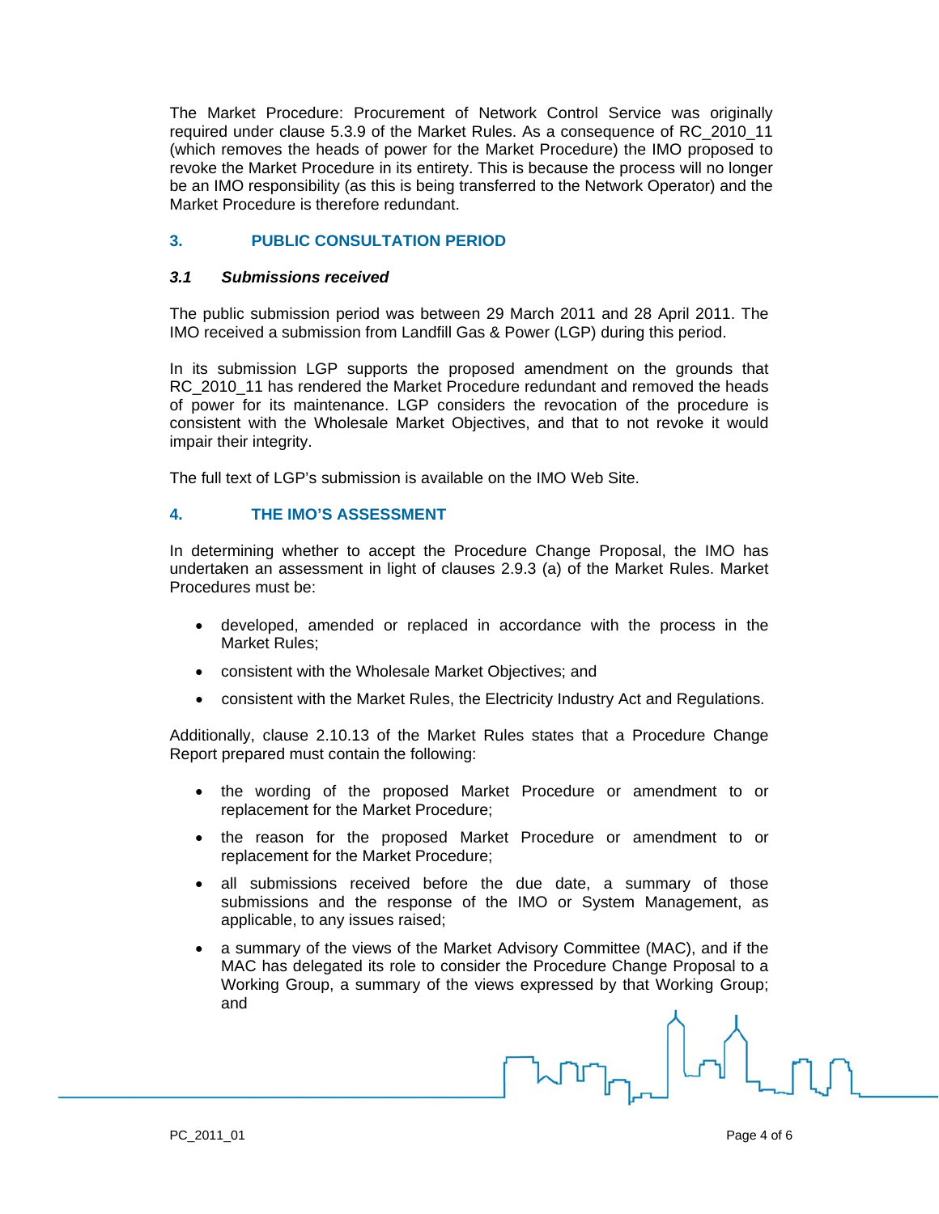The Market Procedure: Procurement of Network Control Service was originally required under clause 5.3.9 of the Market Rules. As a consequence of RC_2010_11 (which removes the heads of power for the Market Procedure) the IMO proposed to revoke the Market Procedure in its entirety. This is because the process will no longer be an IMO responsibility (as this is being transferred to the Network Operator) and the Market Procedure is therefore redundant.

## 3. PUBLIC CONSULTATION PERIOD

### *3.1 Submissions received*

The public submission period was between 29 March 2011 and 28 April 2011. The IMO received a submission from Landfill Gas & Power (LGP) during this period.

In its submission LGP supports the proposed amendment on the grounds that RC_2010_11 has rendered the Market Procedure redundant and removed the heads of power for its maintenance. LGP considers the revocation of the procedure is consistent with the Wholesale Market Objectives, and that to not revoke it would impair their integrity.

The full text of LGP's submission is available on the IMO Web Site.

## 4. THE IMO'S ASSESSMENT

In determining whether to accept the Procedure Change Proposal, the IMO has undertaken an assessment in light of clauses 2.9.3 (a) of the Market Rules. Market Procedures must be:

- developed, amended or replaced in accordance with the process in the Market Rules;
- consistent with the Wholesale Market Objectives; and
- consistent with the Market Rules, the Electricity Industry Act and Regulations.

Additionally, clause 2.10.13 of the Market Rules states that a Procedure Change Report prepared must contain the following:

- the wording of the proposed Market Procedure or amendment to or replacement for the Market Procedure;
- the reason for the proposed Market Procedure or amendment to or replacement for the Market Procedure;
- all submissions received before the due date, a summary of those submissions and the response of the IMO or System Management, as applicable, to any issues raised;
- a summary of the views of the Market Advisory Committee (MAC), and if the MAC has delegated its role to consider the Procedure Change Proposal to a Working Group, a summary of the views expressed by that Working Group; and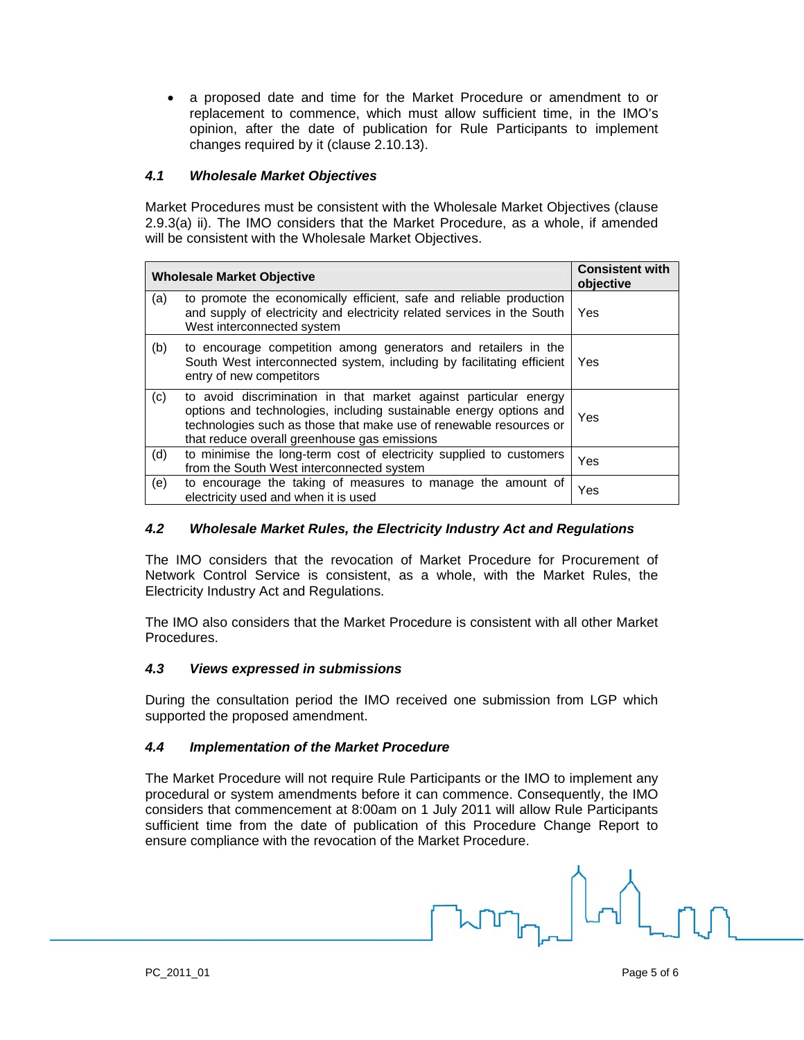- a proposed date and time for the Market Procedure or amendment to or replacement to commence, which must allow sufficient time, in the IMO's opinion, after the date of publication for Rule Participants to implement changes required by it (clause 2.10.13).

### *4.1 Wholesale Market Objectives*

Market Procedures must be consistent with the Wholesale Market Objectives (clause 2.9.3(a) ii). The IMO considers that the Market Procedure, as a whole, if amended will be consistent with the Wholesale Market Objectives.

| Wholesale Market Objective | | Consistent with objective |
|---|---|---|
| (a) | to promote the economically efficient, safe and reliable production and supply of electricity and electricity related services in the South West interconnected system | Yes |
| (b) | to encourage competition among generators and retailers in the South West interconnected system, including by facilitating efficient entry of new competitors | Yes |
| (c) | to avoid discrimination in that market against particular energy options and technologies, including sustainable energy options and technologies such as those that make use of renewable resources or that reduce overall greenhouse gas emissions | Yes |
| (d) | to minimise the long-term cost of electricity supplied to customers from the South West interconnected system | Yes |
| (e) | to encourage the taking of measures to manage the amount of electricity used and when it is used | Yes |

### *4.2 Wholesale Market Rules, the Electricity Industry Act and Regulations*

The IMO considers that the revocation of Market Procedure for Procurement of Network Control Service is consistent, as a whole, with the Market Rules, the Electricity Industry Act and Regulations.

The IMO also considers that the Market Procedure is consistent with all other Market Procedures.

### *4.3 Views expressed in submissions*

During the consultation period the IMO received one submission from LGP which supported the proposed amendment.

### *4.4 Implementation of the Market Procedure*

The Market Procedure will not require Rule Participants or the IMO to implement any procedural or system amendments before it can commence. Consequently, the IMO considers that commencement at 8:00am on 1 July 2011 will allow Rule Participants sufficient time from the date of publication of this Procedure Change Report to ensure compliance with the revocation of the Market Procedure.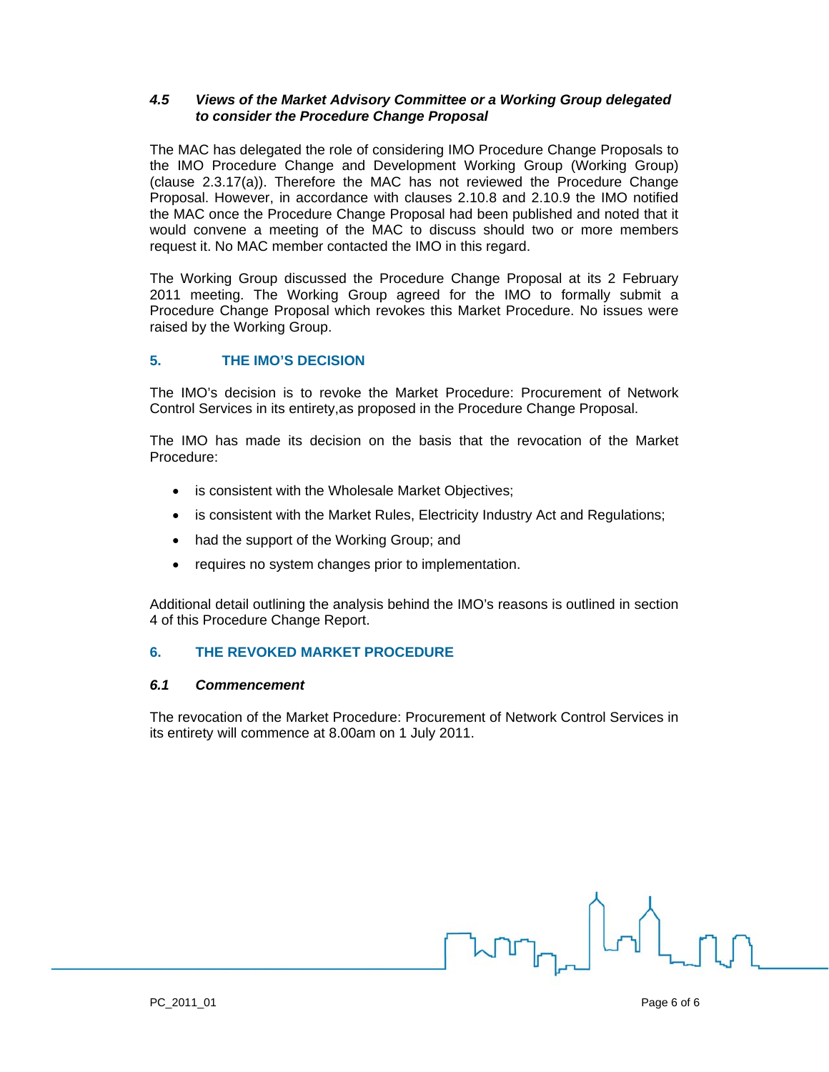### *4.5 Views of the Market Advisory Committee or a Working Group delegated to consider the Procedure Change Proposal*

The MAC has delegated the role of considering IMO Procedure Change Proposals to the IMO Procedure Change and Development Working Group (Working Group) (clause 2.3.17(a)). Therefore the MAC has not reviewed the Procedure Change Proposal. However, in accordance with clauses 2.10.8 and 2.10.9 the IMO notified the MAC once the Procedure Change Proposal had been published and noted that it would convene a meeting of the MAC to discuss should two or more members request it. No MAC member contacted the IMO in this regard.

The Working Group discussed the Procedure Change Proposal at its 2 February 2011 meeting. The Working Group agreed for the IMO to formally submit a Procedure Change Proposal which revokes this Market Procedure. No issues were raised by the Working Group.

## 5. THE IMO'S DECISION

The IMO's decision is to revoke the Market Procedure: Procurement of Network Control Services in its entirety,as proposed in the Procedure Change Proposal.

The IMO has made its decision on the basis that the revocation of the Market Procedure:

- is consistent with the Wholesale Market Objectives;
- is consistent with the Market Rules, Electricity Industry Act and Regulations;
- had the support of the Working Group; and
- requires no system changes prior to implementation.

Additional detail outlining the analysis behind the IMO's reasons is outlined in section 4 of this Procedure Change Report.

## 6. THE REVOKED MARKET PROCEDURE

### *6.1 Commencement*

The revocation of the Market Procedure: Procurement of Network Control Services in its entirety will commence at 8.00am on 1 July 2011.